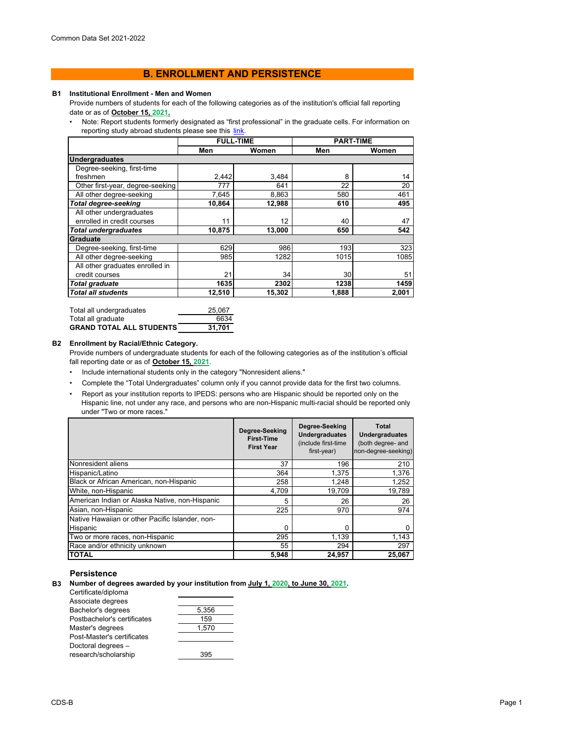## B. ENROLLMENT AND PERSISTENCE

**B1 Institutional Enrollment - Men and Women**

Provide numbers of students for each of the following categories as of the institution's official fall reporting date or as of **October 15, 2021.**

- Note: Report students formerly designated as "first professional" in the graduate cells. For information on reporting study abroad students please see this link.

| | FULL-TIME | | PART-TIME | |
|---|---|---|---|---|
| | **Men** | **Women** | **Men** | **Women** |
| **Undergraduates** | | | | |
| Degree-seeking, first-time freshmen | 2,442 | 3,484 | 8 | 14 |
| Other first-year, degree-seeking | 777 | 641 | 22 | 20 |
| All other degree-seeking | 7,645 | 8,863 | 580 | 461 |
| ***Total degree-seeking*** | **10,864** | **12,988** | **610** | **495** |
| All other undergraduates enrolled in credit courses | 11 | 12 | 40 | 47 |
| ***Total undergraduates*** | **10,875** | **13,000** | **650** | **542** |
| **Graduate** | | | | |
| Degree-seeking, first-time | 629 | 986 | 193 | 323 |
| All other degree-seeking | 985 | 1282 | 1015 | 1085 |
| All other graduates enrolled in credit courses | 21 | 34 | 30 | 51 |
| ***Total graduate*** | **1635** | **2302** | **1238** | **1459** |
| ***Total all students*** | **12,510** | **15,302** | **1,888** | **2,001** |

| | |
|---|---|
| Total all undergraduates | 25,067 |
| Total all graduate | 6634 |
| **GRAND TOTAL ALL STUDENTS** | **31,701** |

**B2 Enrollment by Racial/Ethnic Category.**

Provide numbers of undergraduate students for each of the following categories as of the institution's official fall reporting date or as of **October 15, 2021**.

- Include international students only in the category "Nonresident aliens."
- Complete the "Total Undergraduates" column only if you cannot provide data for the first two columns.
- Report as your institution reports to IPEDS: persons who are Hispanic should be reported only on the Hispanic line, not under any race, and persons who are non-Hispanic multi-racial should be reported only under "Two or more races."

| | **Degree-Seeking First-Time First Year** | **Degree-Seeking Undergraduates** (include first-time first-year) | **Total Undergraduates** (both degree- and non-degree-seeking) |
|---|---|---|---|
| Nonresident aliens | 37 | 196 | 210 |
| Hispanic/Latino | 364 | 1,375 | 1,376 |
| Black or African American, non-Hispanic | 258 | 1,248 | 1,252 |
| White, non-Hispanic | 4,709 | 19,709 | 19,789 |
| American Indian or Alaska Native, non-Hispanic | 5 | 26 | 26 |
| Asian, non-Hispanic | 225 | 970 | 974 |
| Native Hawaiian or other Pacific Islander, non-Hispanic | 0 | 0 | 0 |
| Two or more races, non-Hispanic | 295 | 1,139 | 1,143 |
| Race and/or ethnicity unknown | 55 | 294 | 297 |
| **TOTAL** | **5,948** | **24,957** | **25,067** |

### Persistence

**B3 Number of degrees awarded by your institution from July 1, 2020, to June 30, 2021.**

| | |
|---|---|
| Certificate/diploma | |
| Associate degrees | |
| Bachelor's degrees | 5,356 |
| Postbachelor's certificates | 159 |
| Master's degrees | 1,570 |
| Post-Master's certificates | |
| Doctoral degrees – research/scholarship | 395 |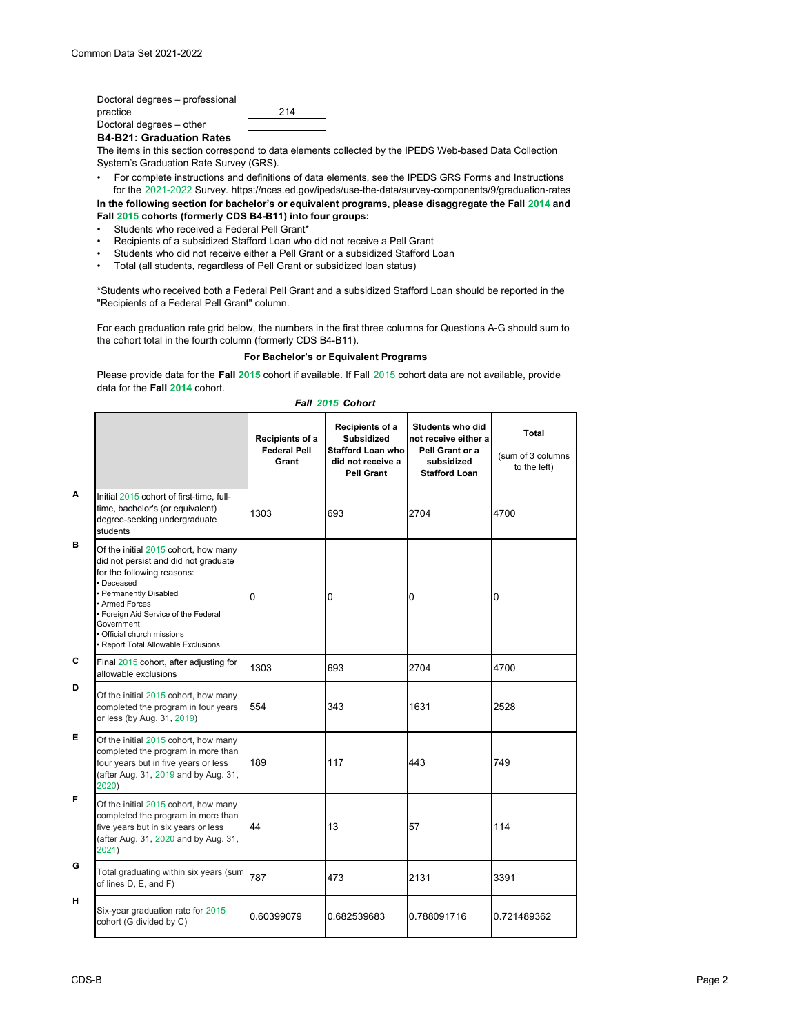| | |
|---|---|
| Doctoral degrees – professional practice | 214 |
| Doctoral degrees – other | |

### B4-B21: Graduation Rates

The items in this section correspond to data elements collected by the IPEDS Web-based Data Collection System's Graduation Rate Survey (GRS).

- For complete instructions and definitions of data elements, see the IPEDS GRS Forms and Instructions for the 2021-2022 Survey. https://nces.ed.gov/ipeds/use-the-data/survey-components/9/graduation-rates

**In the following section for bachelor's or equivalent programs, please disaggregate the Fall 2014 and Fall 2015 cohorts (formerly CDS B4-B11) into four groups:**

- Students who received a Federal Pell Grant*
- Recipients of a subsidized Stafford Loan who did not receive a Pell Grant
- Students who did not receive either a Pell Grant or a subsidized Stafford Loan
- Total (all students, regardless of Pell Grant or subsidized loan status)

*Students who received both a Federal Pell Grant and a subsidized Stafford Loan should be reported in the "Recipients of a Federal Pell Grant" column.

For each graduation rate grid below, the numbers in the first three columns for Questions A-G should sum to the cohort total in the fourth column (formerly CDS B4-B11).

**For Bachelor's or Equivalent Programs**

Please provide data for the **Fall 2015** cohort if available. If Fall 2015 cohort data are not available, provide data for the **Fall 2014** cohort.

***Fall 2015 Cohort***

| | | Recipients of a Federal Pell Grant | Recipients of a Subsidized Stafford Loan who did not receive a Pell Grant | Students who did not receive either a Pell Grant or a subsidized Stafford Loan | Total (sum of 3 columns to the left) |
|---|---|---|---|---|---|
| A | Initial 2015 cohort of first-time, full-time, bachelor's (or equivalent) degree-seeking undergraduate students | 1303 | 693 | 2704 | 4700 |
| B | Of the initial 2015 cohort, how many did not persist and did not graduate for the following reasons: • Deceased • Permanently Disabled • Armed Forces • Foreign Aid Service of the Federal Government • Official church missions • Report Total Allowable Exclusions | 0 | 0 | 0 | 0 |
| C | Final 2015 cohort, after adjusting for allowable exclusions | 1303 | 693 | 2704 | 4700 |
| D | Of the initial 2015 cohort, how many completed the program in four years or less (by Aug. 31, 2019) | 554 | 343 | 1631 | 2528 |
| E | Of the initial 2015 cohort, how many completed the program in more than four years but in five years or less (after Aug. 31, 2019 and by Aug. 31, 2020) | 189 | 117 | 443 | 749 |
| F | Of the initial 2015 cohort, how many completed the program in more than five years but in six years or less (after Aug. 31, 2020 and by Aug. 31, 2021) | 44 | 13 | 57 | 114 |
| G | Total graduating within six years (sum of lines D, E, and F) | 787 | 473 | 2131 | 3391 |
| H | Six-year graduation rate for 2015 cohort (G divided by C) | 0.60399079 | 0.682539683 | 0.788091716 | 0.721489362 |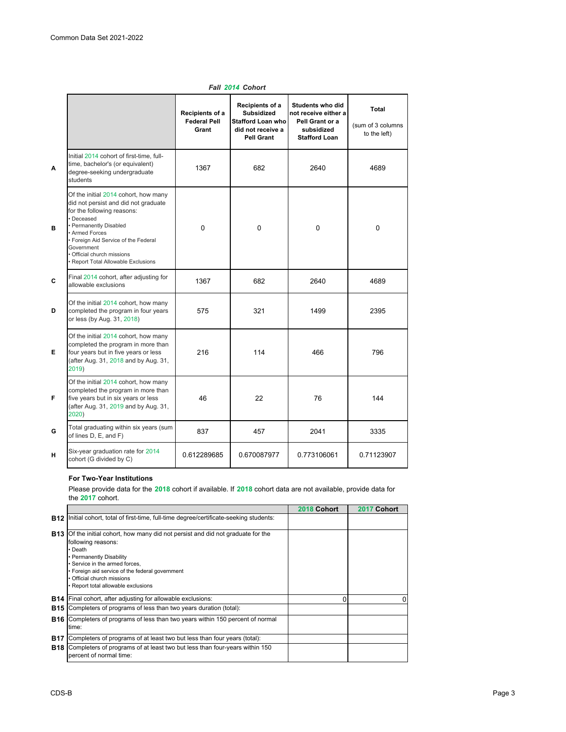*Fall 2014 Cohort*

| | | Recipients of a Federal Pell Grant | Recipients of a Subsidized Stafford Loan who did not receive a Pell Grant | Students who did not receive either a Pell Grant or a subsidized Stafford Loan | Total (sum of 3 columns to the left) |
|---|---|---|---|---|---|
| A | Initial 2014 cohort of first-time, full-time, bachelor's (or equivalent) degree-seeking undergraduate students | 1367 | 682 | 2640 | 4689 |
| B | Of the initial 2014 cohort, how many did not persist and did not graduate for the following reasons: • Deceased • Permanently Disabled • Armed Forces • Foreign Aid Service of the Federal Government • Official church missions • Report Total Allowable Exclusions | 0 | 0 | 0 | 0 |
| C | Final 2014 cohort, after adjusting for allowable exclusions | 1367 | 682 | 2640 | 4689 |
| D | Of the initial 2014 cohort, how many completed the program in four years or less (by Aug. 31, 2018) | 575 | 321 | 1499 | 2395 |
| E | Of the initial 2014 cohort, how many completed the program in more than four years but in five years or less (after Aug. 31, 2018 and by Aug. 31, 2019) | 216 | 114 | 466 | 796 |
| F | Of the initial 2014 cohort, how many completed the program in more than five years but in six years or less (after Aug. 31, 2019 and by Aug. 31, 2020) | 46 | 22 | 76 | 144 |
| G | Total graduating within six years (sum of lines D, E, and F) | 837 | 457 | 2041 | 3335 |
| H | Six-year graduation rate for 2014 cohort (G divided by C) | 0.612289685 | 0.670087977 | 0.773106061 | 0.71123907 |

**For Two-Year Institutions**

Please provide data for the **2018** cohort if available. If **2018** cohort data are not available, provide data for the **2017** cohort.

| | | 2018 Cohort | 2017 Cohort |
|---|---|---|---|
| **B12** | Initial cohort, total of first-time, full-time degree/certificate-seeking students: | | |
| **B13** | Of the initial cohort, how many did not persist and did not graduate for the following reasons: • Death • Permanently Disability • Service in the armed forces, • Foreign aid service of the federal government • Official church missions • Report total allowable exclusions | | |
| **B14** | Final cohort, after adjusting for allowable exclusions: | 0 | 0 |
| **B15** | Completers of programs of less than two years duration (total): | | |
| **B16** | Completers of programs of less than two years within 150 percent of normal time: | | |
| **B17** | Completers of programs of at least two but less than four years (total): | | |
| **B18** | Completers of programs of at least two but less than four-years within 150 percent of normal time: | | |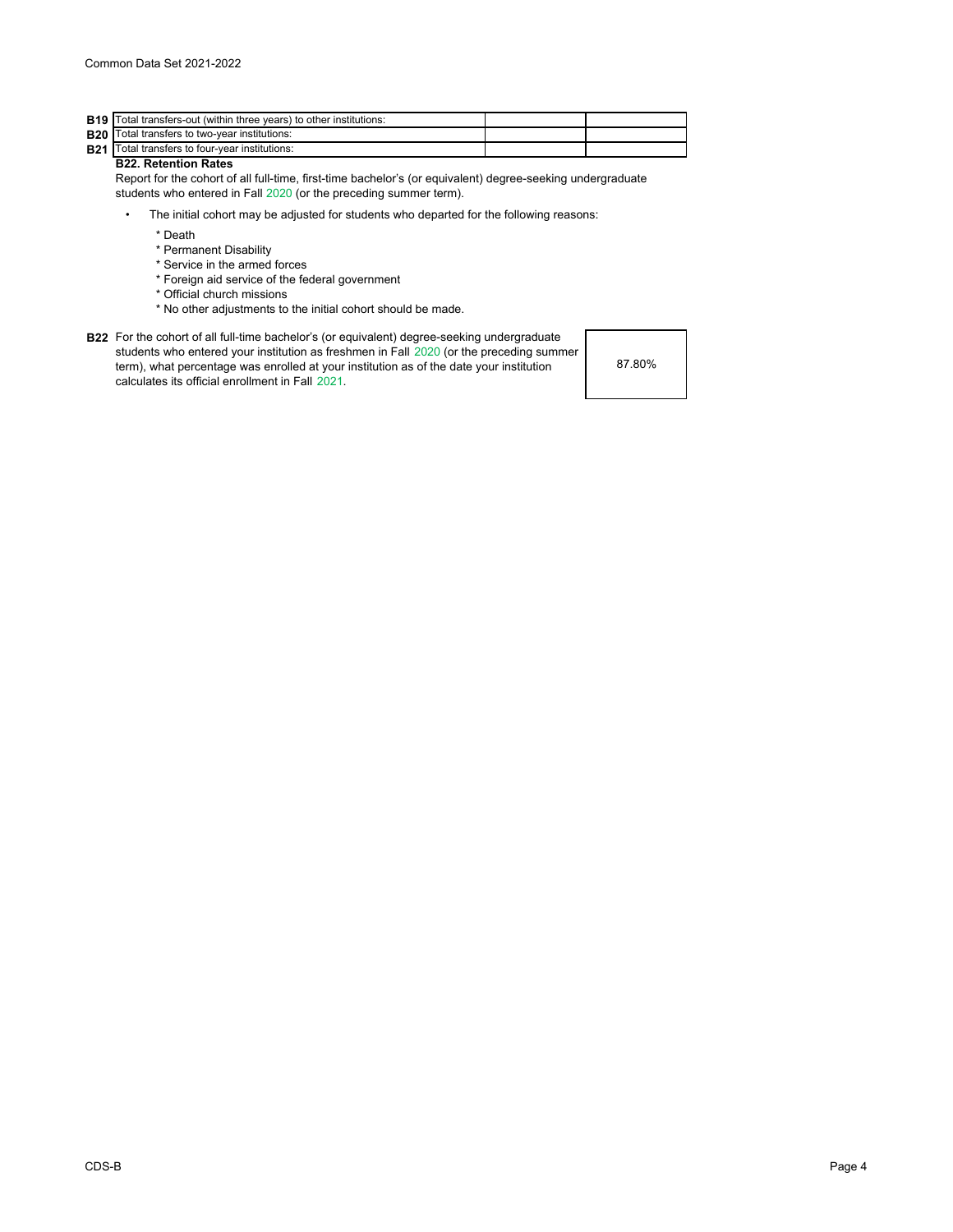| | | | |
|---|---|---|---|
| **B19** | Total transfers-out (within three years) to other institutions: | | |
| **B20** | Total transfers to two-year institutions: | | |
| **B21** | Total transfers to four-year institutions: | | |

**B22. Retention Rates**

Report for the cohort of all full-time, first-time bachelor's (or equivalent) degree-seeking undergraduate students who entered in Fall 2020 (or the preceding summer term).

- The initial cohort may be adjusted for students who departed for the following reasons:

  * Death
  * Permanent Disability
  * Service in the armed forces
  * Foreign aid service of the federal government
  * Official church missions
  * No other adjustments to the initial cohort should be made.

| | | |
|---|---|---|
| **B22** | For the cohort of all full-time bachelor's (or equivalent) degree-seeking undergraduate students who entered your institution as freshmen in Fall 2020 (or the preceding summer term), what percentage was enrolled at your institution as of the date your institution calculates its official enrollment in Fall 2021. | 87.80% |